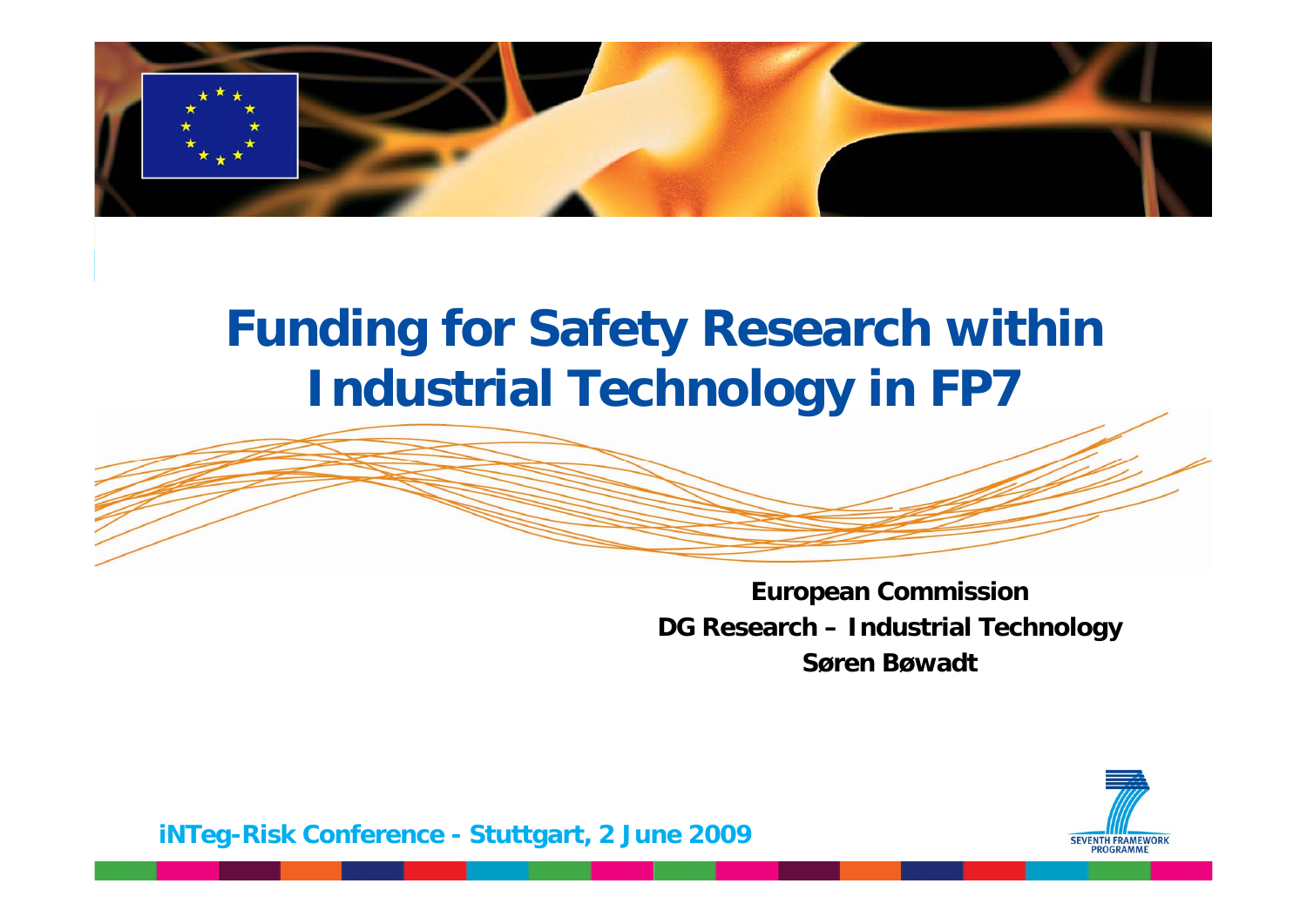# Funding for Safety Research within Industrial Technology in FP7

**European Commission**
**DG Research – Industrial Technology**
**Søren Bøwadt**

**iNTeg-Risk Conference - Stuttgart, 2 June 2009**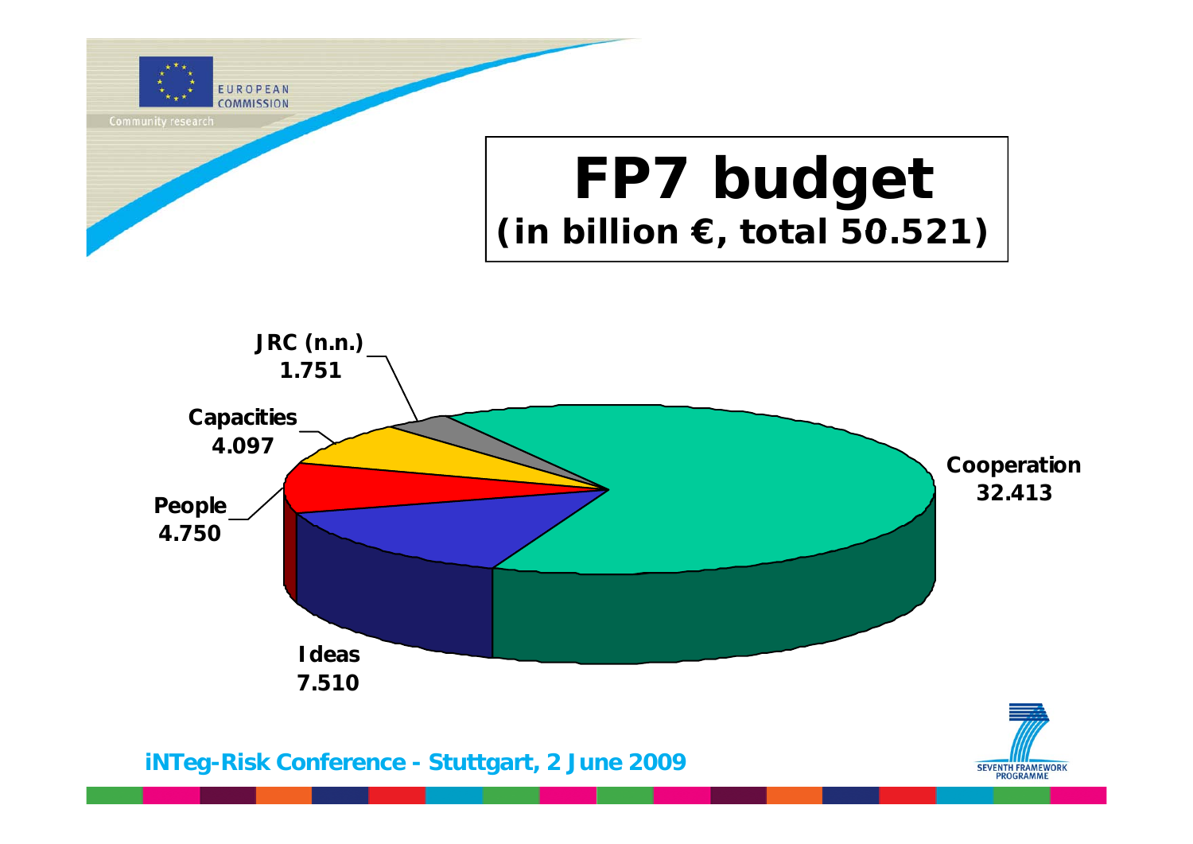# FP7 budget
## (in billion €, total 50.521)

| Programme | Budget (billion €) |
|---|---|
| Cooperation | 32.413 |
| Ideas | 7.510 |
| People | 4.750 |
| Capacities | 4.097 |
| JRC (n.n.) | 1.751 |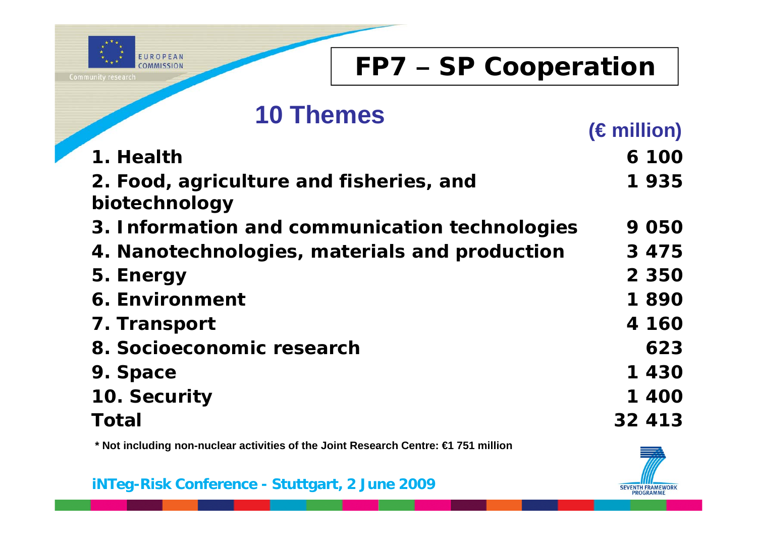# FP7 – SP Cooperation

## 10 Themes

| | (€ million) |
|---|---|
| 1. Health | 6 100 |
| 2. Food, agriculture and fisheries, and biotechnology | 1 935 |
| 3. Information and communication technologies | 9 050 |
| 4. Nanotechnologies, materials and production | 3 475 |
| 5. Energy | 2 350 |
| 6. Environment | 1 890 |
| 7. Transport | 4 160 |
| 8. Socioeconomic research | 623 |
| 9. Space | 1 430 |
| 10. Security | 1 400 |
| **Total** | **32 413** |

* Not including non-nuclear activities of the Joint Research Centre: €1 751 million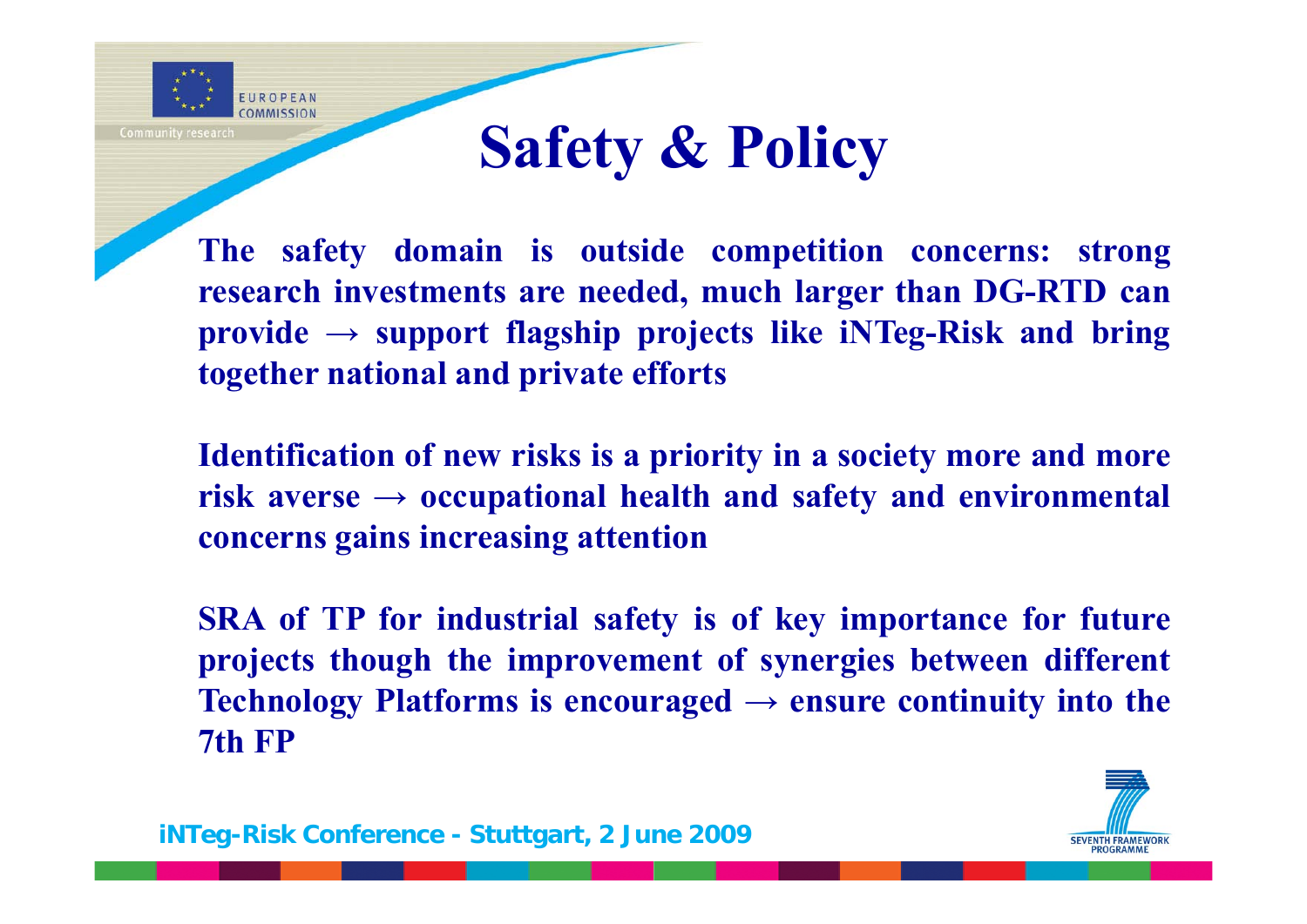# Safety & Policy

**The safety domain is outside competition concerns: strong research investments are needed, much larger than DG-RTD can provide → support flagship projects like iNTeg-Risk and bring together national and private efforts**

**Identification of new risks is a priority in a society more and more risk averse → occupational health and safety and environmental concerns gains increasing attention**

**SRA of TP for industrial safety is of key importance for future projects though the improvement of synergies between different Technology Platforms is encouraged → ensure continuity into the 7th FP**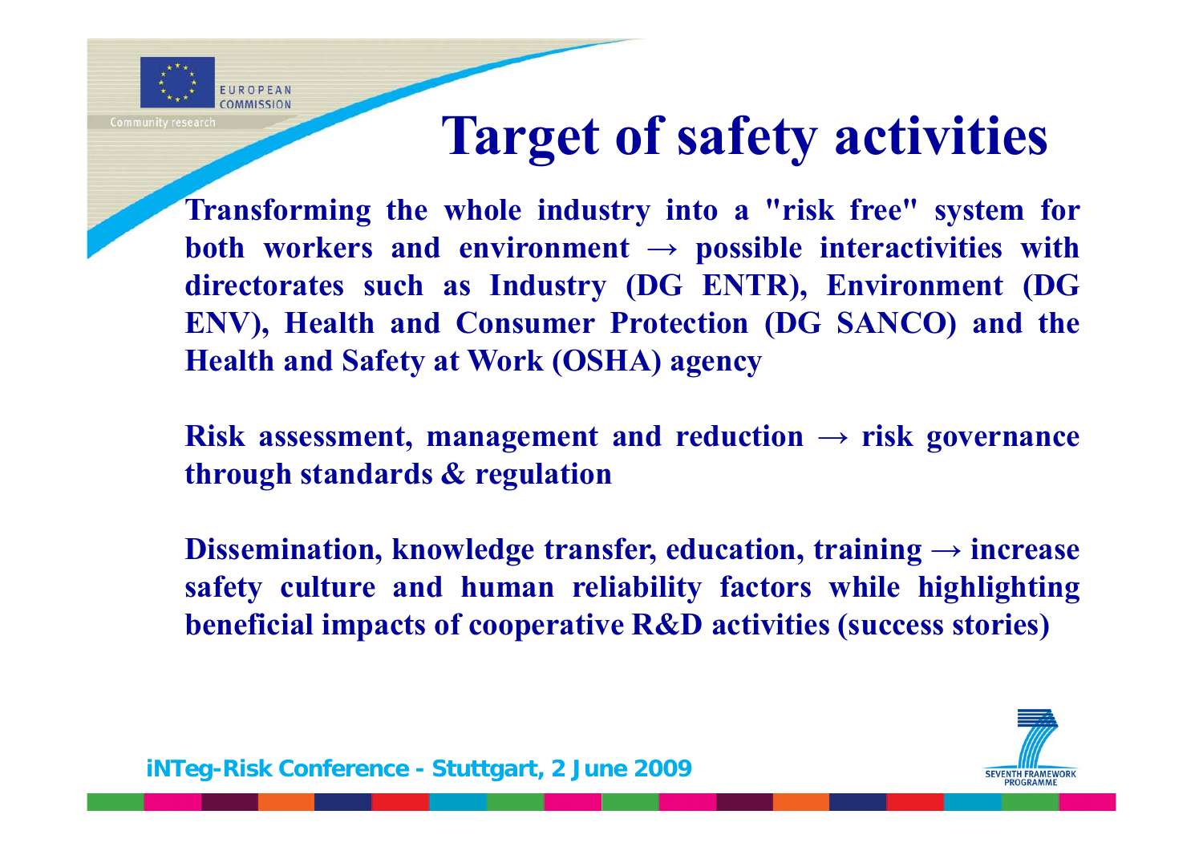# Target of safety activities

**Transforming the whole industry into a "risk free" system for both workers and environment → possible interactivities with directorates such as Industry (DG ENTR), Environment (DG ENV), Health and Consumer Protection (DG SANCO) and the Health and Safety at Work (OSHA) agency**

**Risk assessment, management and reduction → risk governance through standards & regulation**

**Dissemination, knowledge transfer, education, training → increase safety culture and human reliability factors while highlighting beneficial impacts of cooperative R&D activities (success stories)**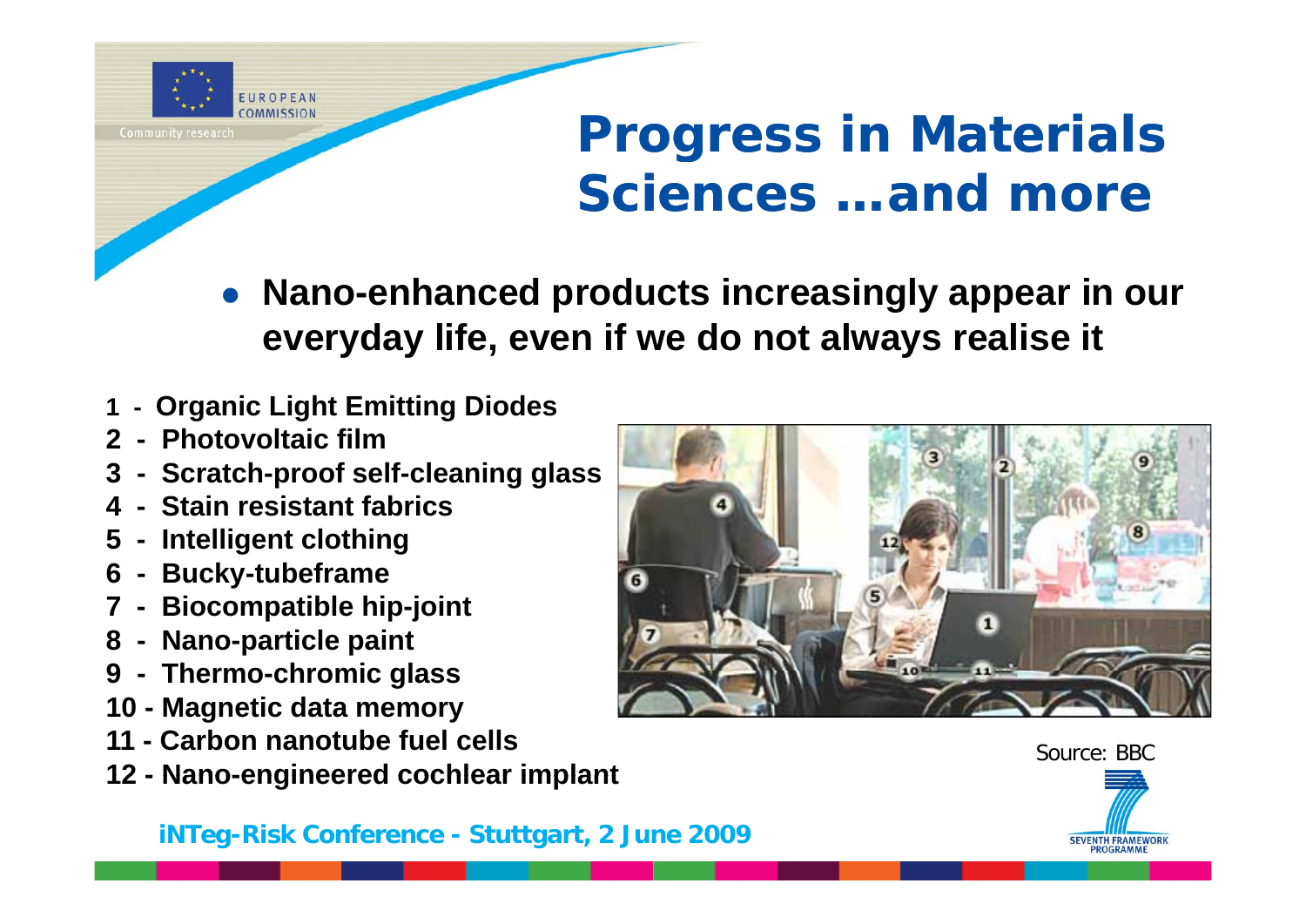# Progress in Materials Sciences ...and more

- **Nano-enhanced products increasingly appear in our everyday life, even if we do not always realise it**

1. **Organic Light Emitting Diodes**
2. **Photovoltaic film**
3. **Scratch-proof self-cleaning glass**
4. **Stain resistant fabrics**
5. **Intelligent clothing**
6. **Bucky-tubeframe**
7. **Biocompatible hip-joint**
8. **Nano-particle paint**
9. **Thermo-chromic glass**
10. **Magnetic data memory**
11. **Carbon nanotube fuel cells**
12. **Nano-engineered cochlear implant**

Source: BBC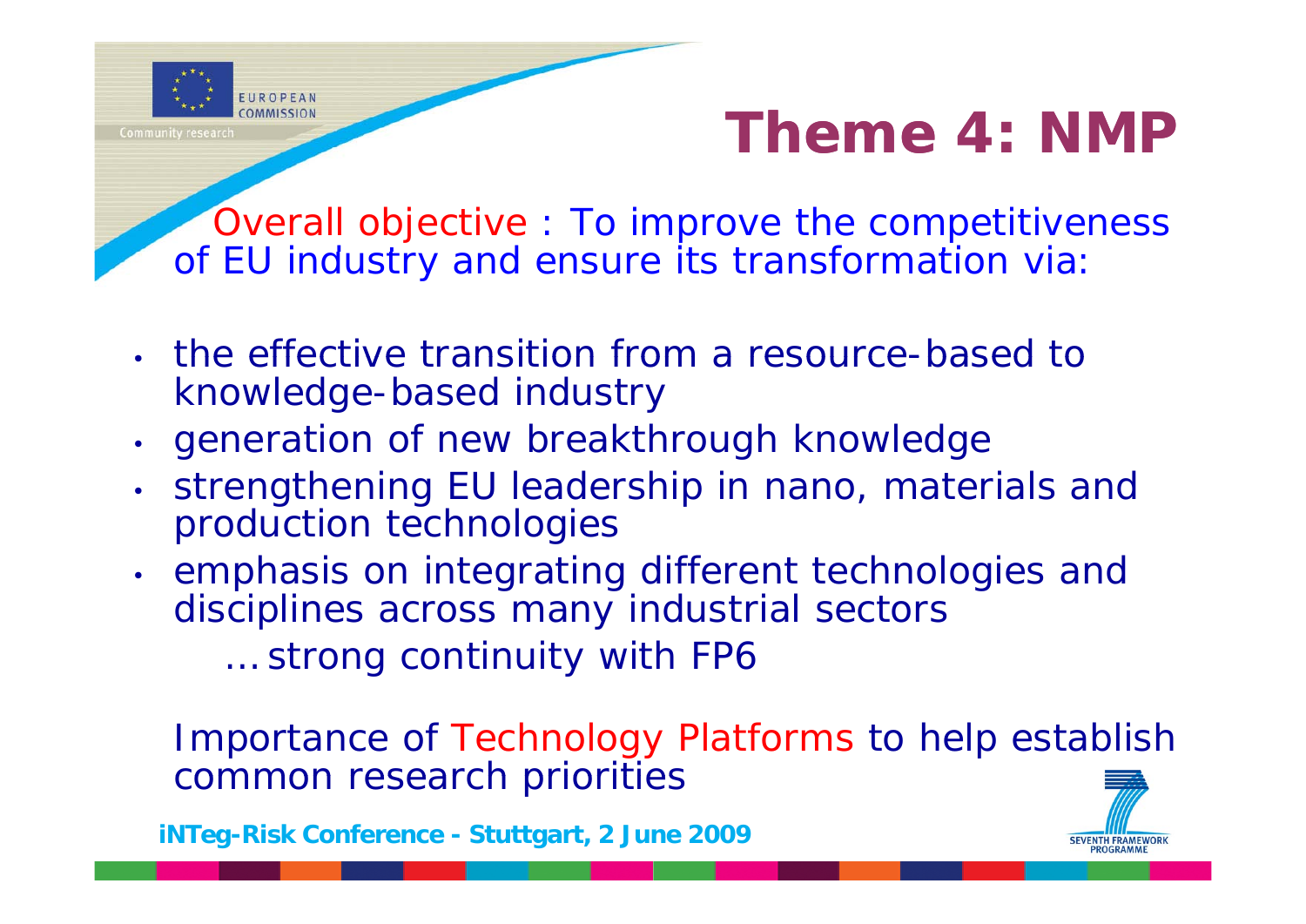# Theme 4: NMP

Overall objective : To improve the competitiveness of EU industry and ensure its transformation via:

- the effective transition from a resource-based to knowledge-based industry
- generation of new breakthrough knowledge
- strengthening EU leadership in nano, materials and production technologies
- emphasis on integrating different technologies and disciplines across many industrial sectors

  *… strong continuity with FP6*

Importance of Technology Platforms to help establish common research priorities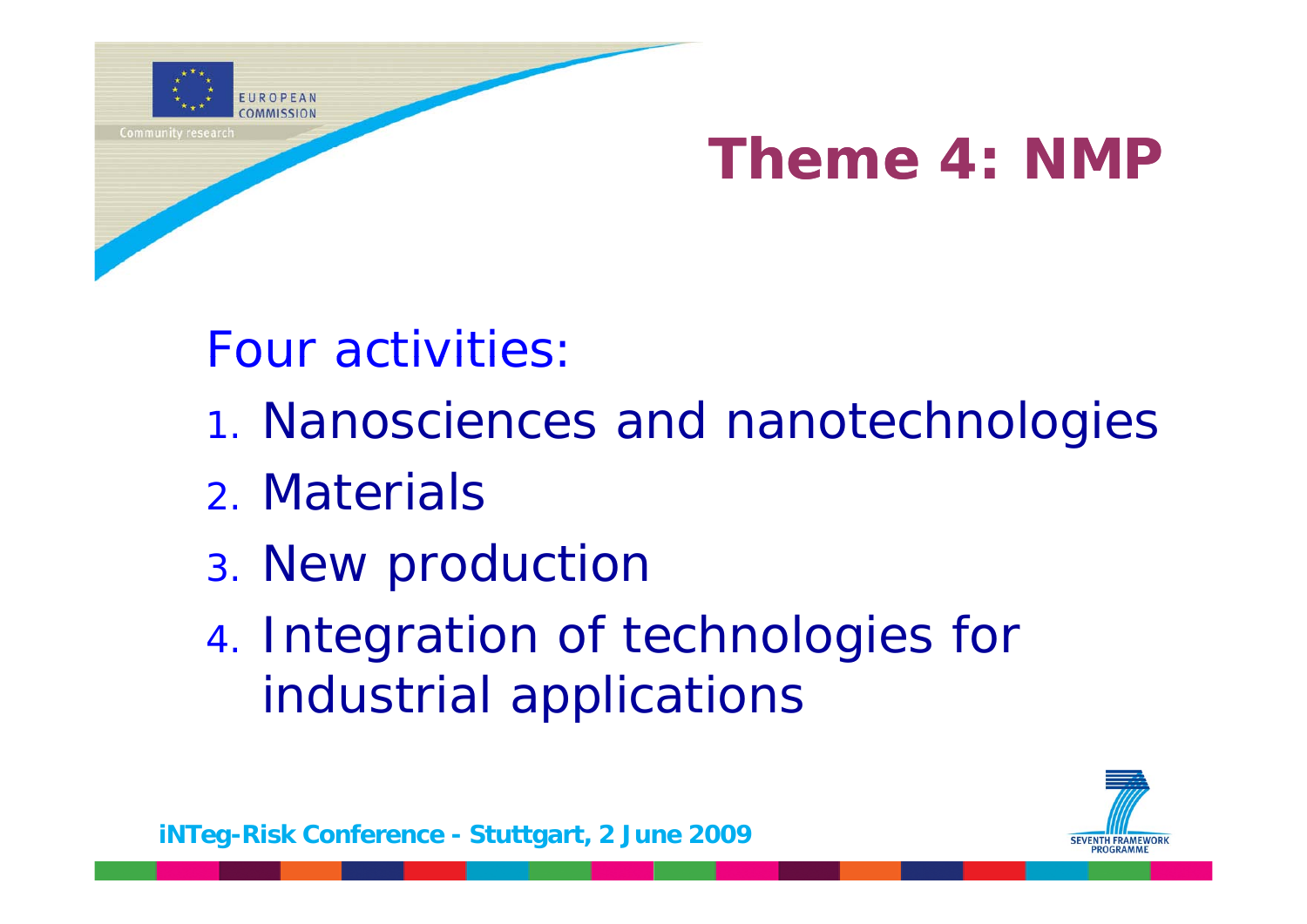# Theme 4: NMP

Four activities:

1. Nanosciences and nanotechnologies
2. Materials
3. New production
4. Integration of technologies for industrial applications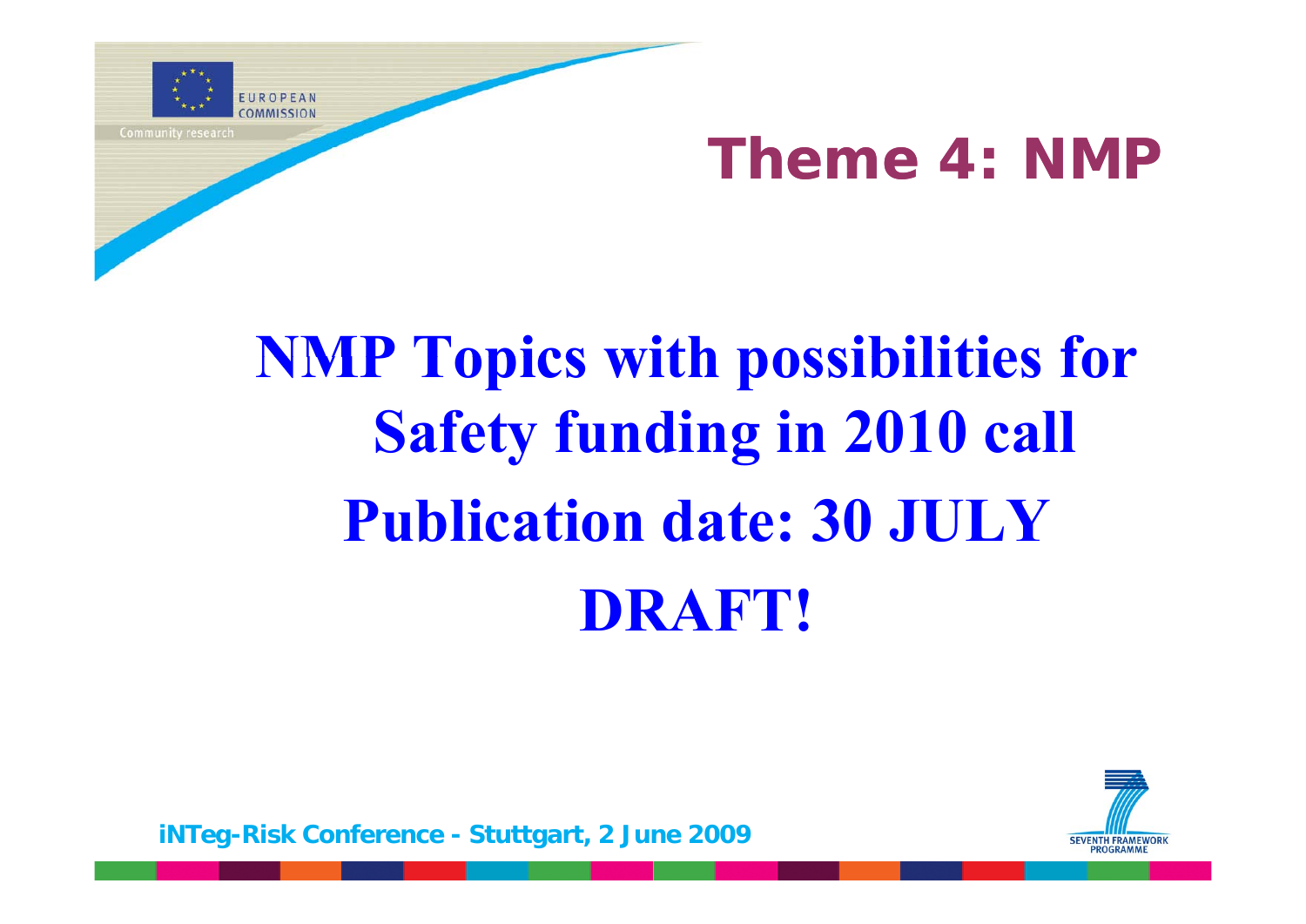# Theme 4: NMP

## NMP Topics with possibilities for Safety funding in 2010 call

## Publication date: 30 JULY

## DRAFT!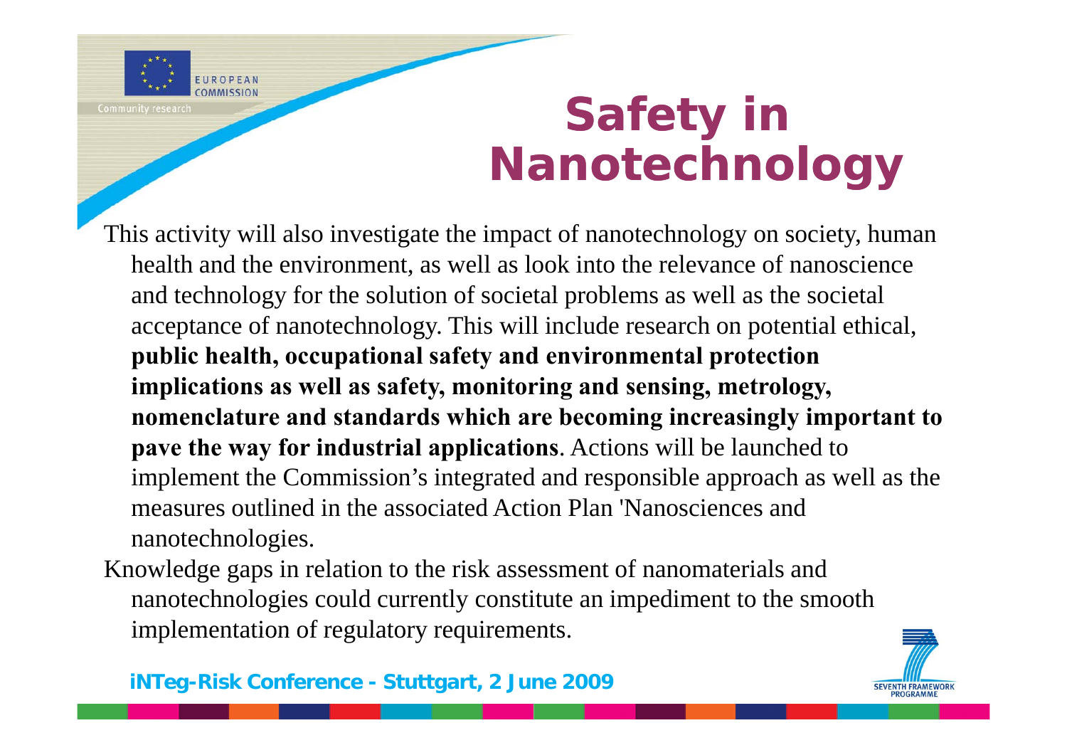# Safety in Nanotechnology

This activity will also investigate the impact of nanotechnology on society, human health and the environment, as well as look into the relevance of nanoscience and technology for the solution of societal problems as well as the societal acceptance of nanotechnology. This will include research on potential ethical, **public health, occupational safety and environmental protection implications as well as safety, monitoring and sensing, metrology, nomenclature and standards which are becoming increasingly important to pave the way for industrial applications**. Actions will be launched to implement the Commission's integrated and responsible approach as well as the measures outlined in the associated Action Plan 'Nanosciences and nanotechnologies.

Knowledge gaps in relation to the risk assessment of nanomaterials and nanotechnologies could currently constitute an impediment to the smooth implementation of regulatory requirements.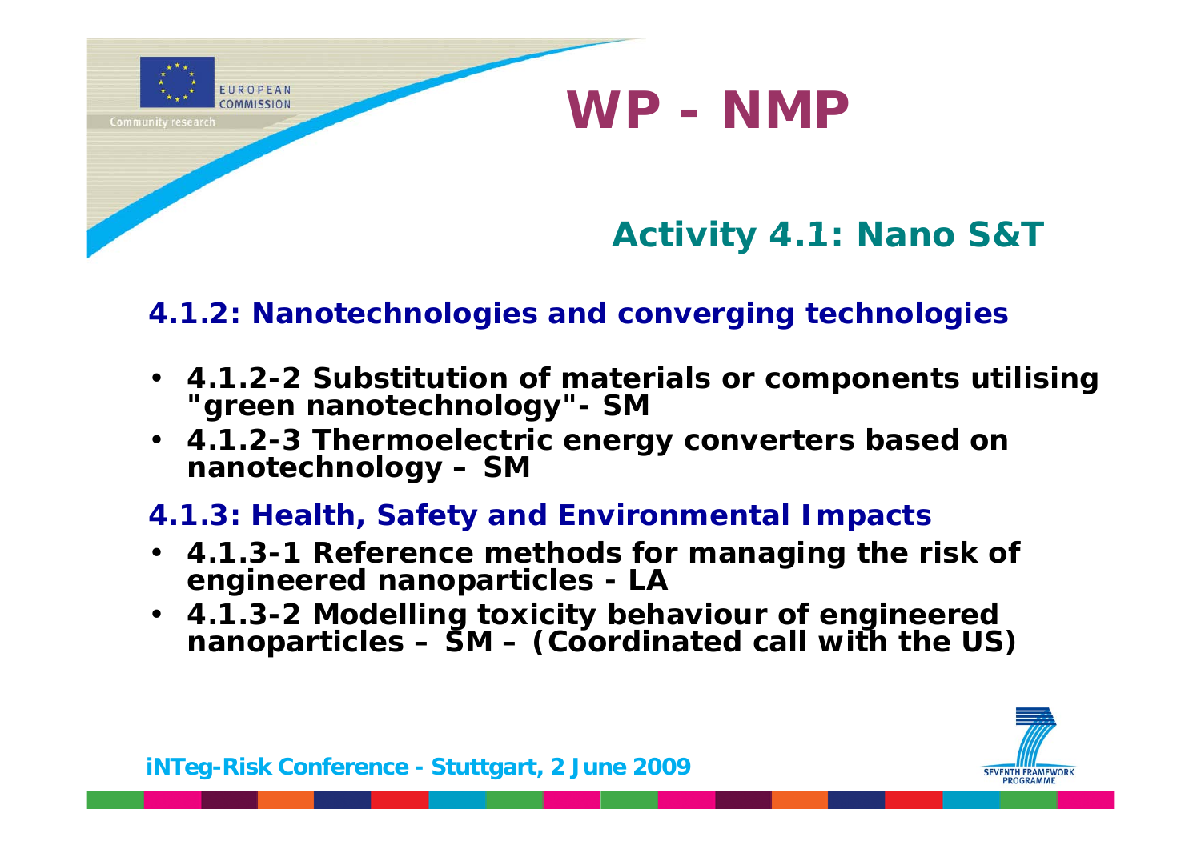# WP - NMP

## Activity 4.1: Nano S&T

### 4.1.2: Nanotechnologies and converging technologies

- **4.1.2-2 Substitution of materials or components utilising "green nanotechnology"- SM**
- **4.1.2-3 Thermoelectric energy converters based on nanotechnology – SM**

### 4.1.3: Health, Safety and Environmental Impacts

- **4.1.3-1 Reference methods for managing the risk of engineered nanoparticles - LA**
- **4.1.3-2 Modelling toxicity behaviour of engineered nanoparticles – SM – (Coordinated call with the US)**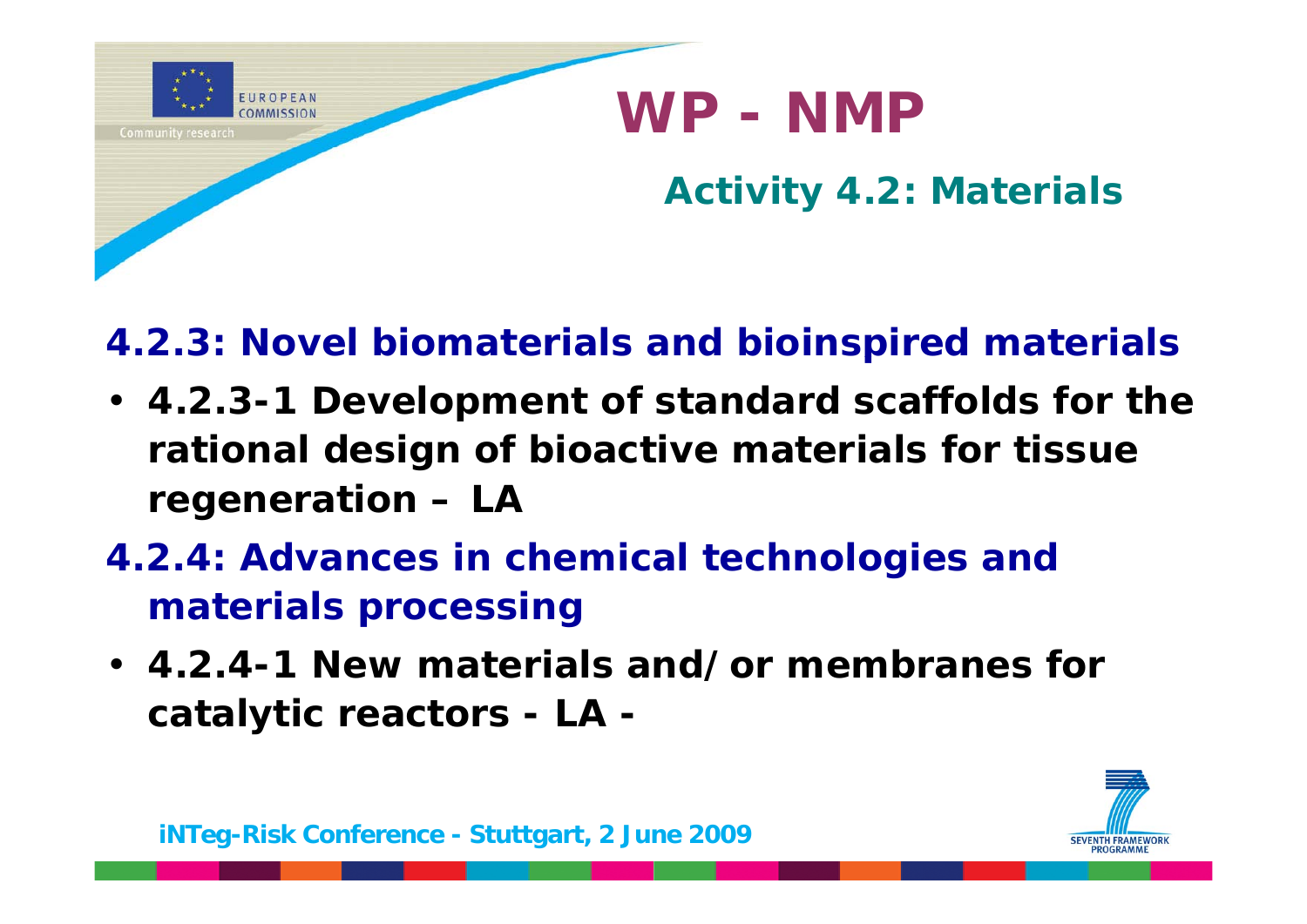# WP - NMP

## Activity 4.2: Materials

### 4.2.3: Novel biomaterials and bioinspired materials

- **4.2.3-1 Development of standard scaffolds for the rational design of bioactive materials for tissue regeneration – LA**

### 4.2.4: Advances in chemical technologies and materials processing

- **4.2.4-1 New materials and/or membranes for catalytic reactors - LA -**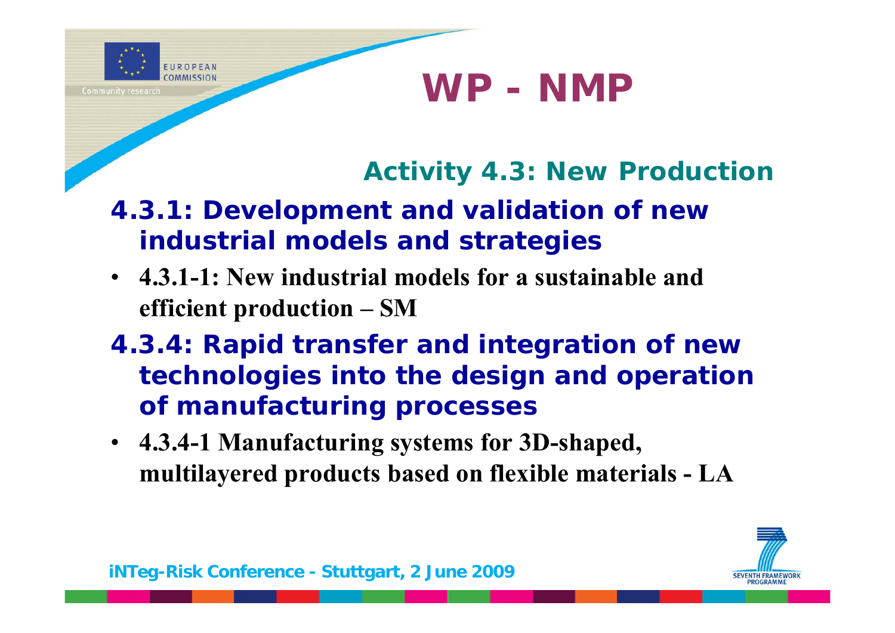# WP - NMP

## Activity 4.3: New Production

### 4.3.1: Development and validation of new industrial models and strategies

- **4.3.1-1: New industrial models for a sustainable and efficient production – SM**

### 4.3.4: Rapid transfer and integration of new technologies into the design and operation of manufacturing processes

- **4.3.4-1 Manufacturing systems for 3D-shaped, multilayered products based on flexible materials - LA**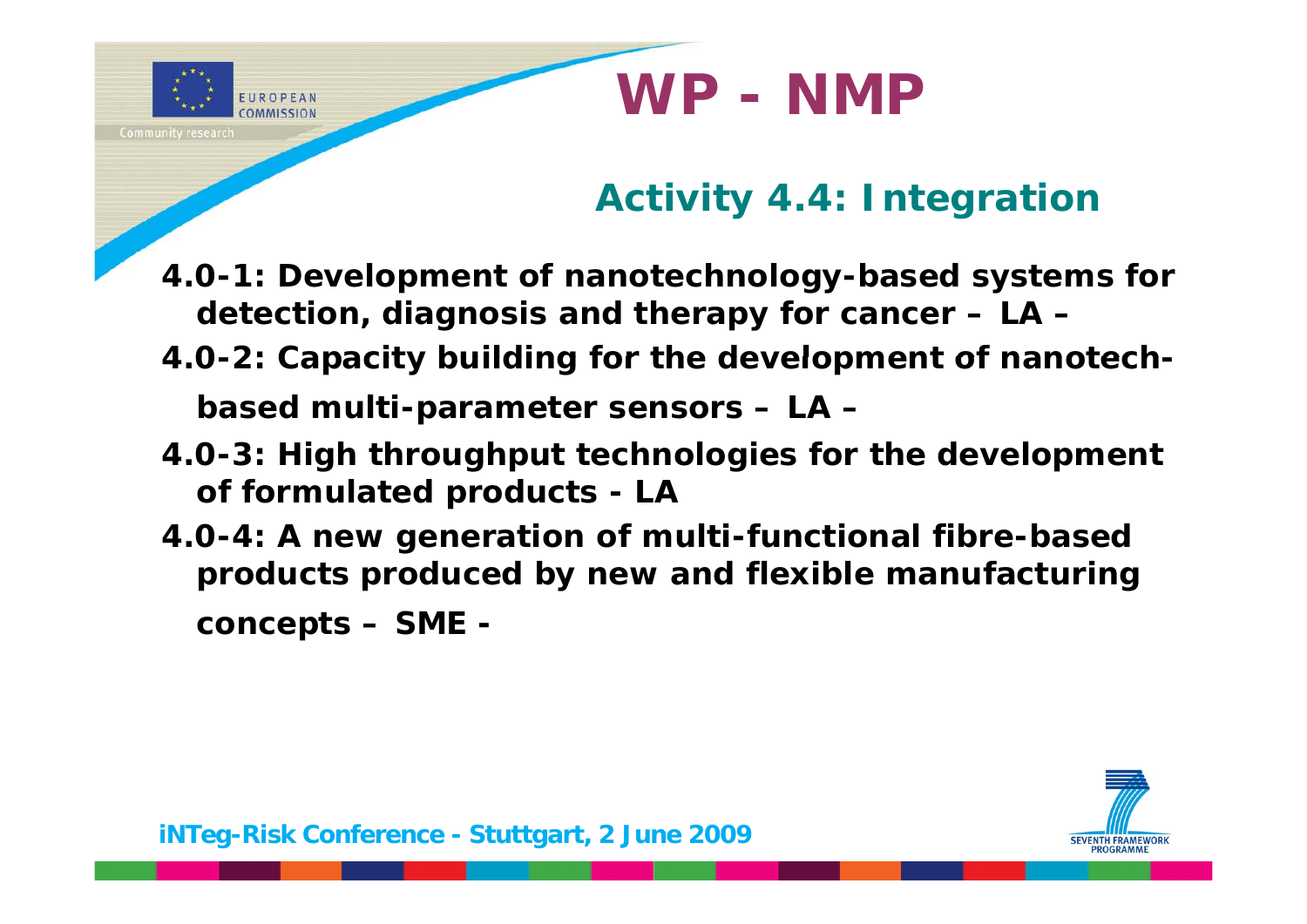# WP - NMP

## Activity 4.4: Integration

- **4.0-1: Development of nanotechnology-based systems for detection, diagnosis and therapy for cancer – LA –**
- **4.0-2: Capacity building for the development of nanotech-based multi-parameter sensors – LA –**
- **4.0-3: High throughput technologies for the development of formulated products - LA**
- **4.0-4: A new generation of multi-functional fibre-based products produced by new and flexible manufacturing concepts – SME -**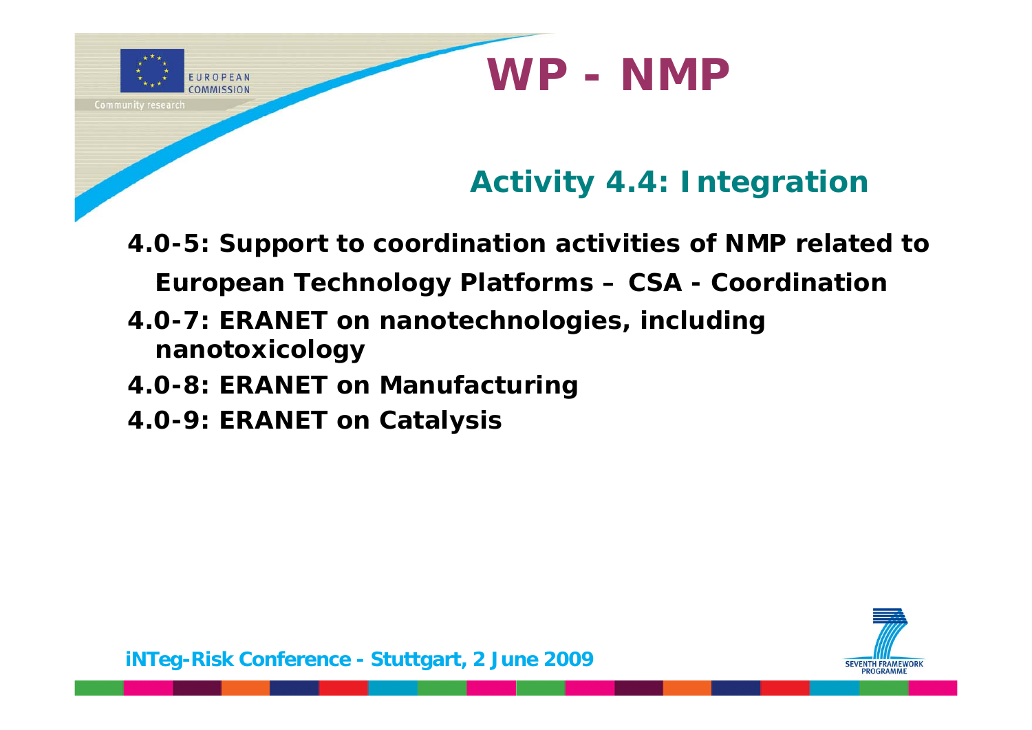# WP - NMP

## Activity 4.4: Integration

- **4.0-5: Support to coordination activities of NMP related to European Technology Platforms – CSA - Coordination**
- **4.0-7: ERANET on nanotechnologies, including nanotoxicology**
- **4.0-8: ERANET on Manufacturing**
- **4.0-9: ERANET on Catalysis**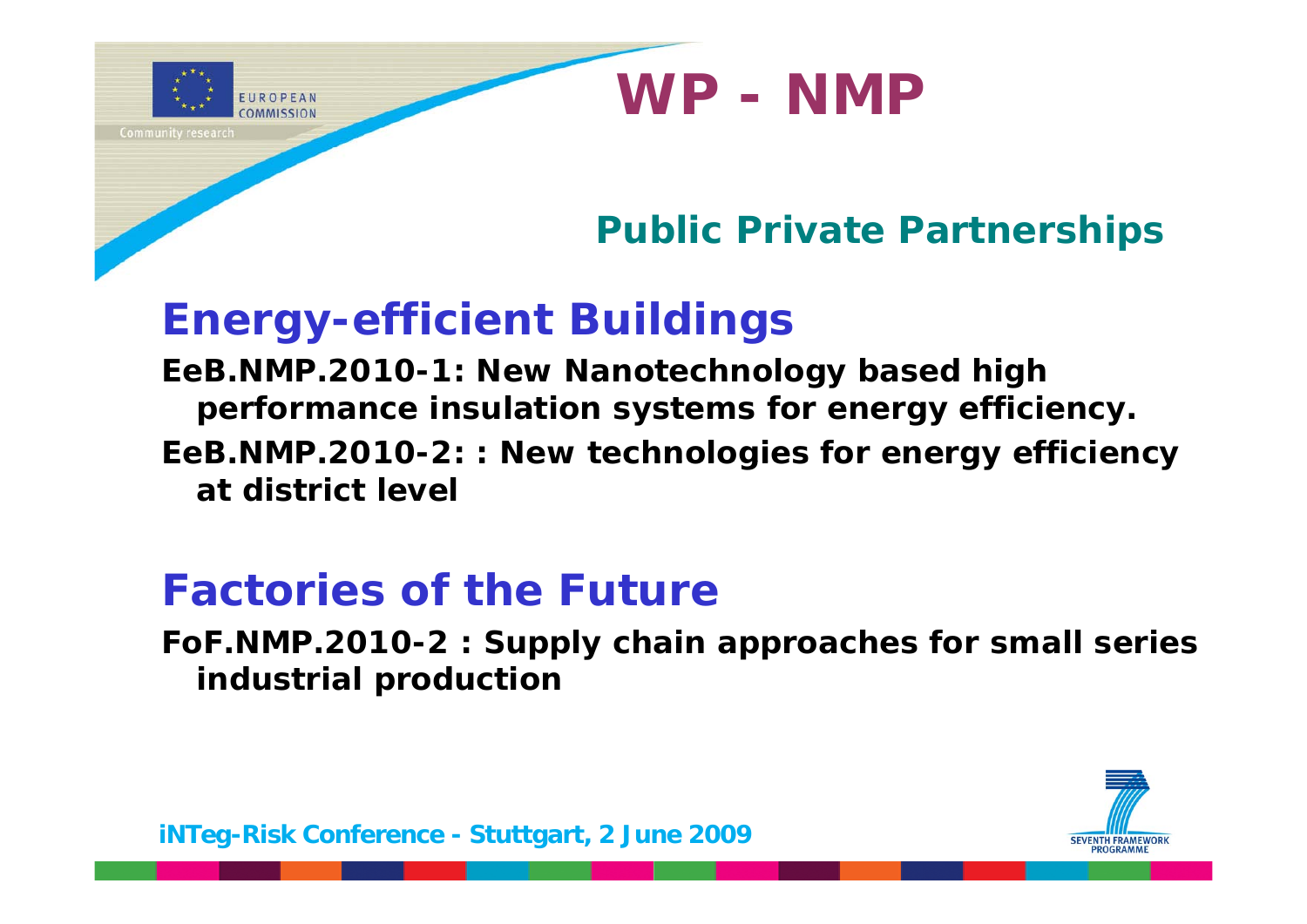# WP - NMP

## Public Private Partnerships

## Energy-efficient Buildings

**EeB.NMP.2010-1: New Nanotechnology based high performance insulation systems for energy efficiency.**

**EeB.NMP.2010-2: : New technologies for energy efficiency at district level**

## Factories of the Future

**FoF.NMP.2010-2 : Supply chain approaches for small series industrial production**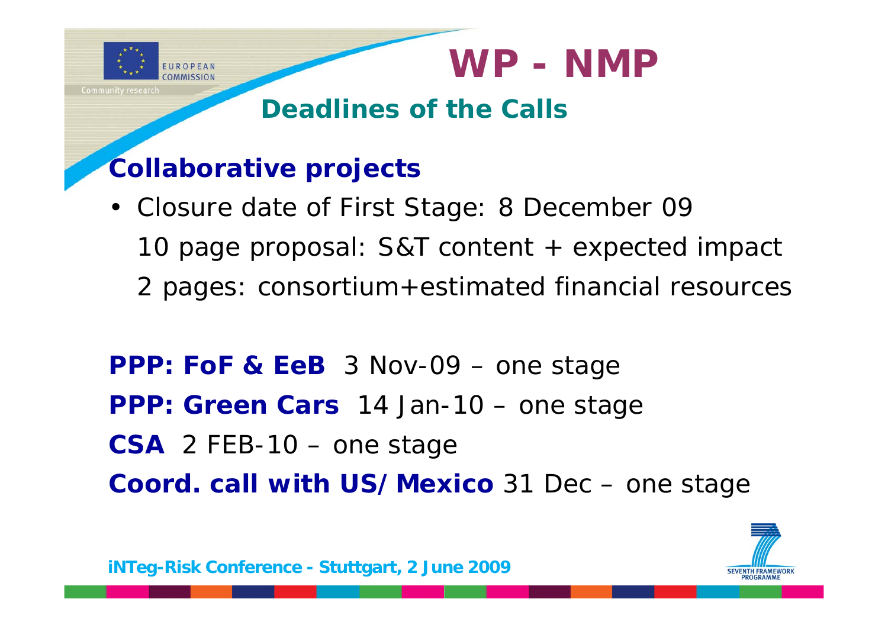# WP - NMP

## Deadlines of the Calls

### Collaborative projects

- Closure date of First Stage: 8 December 09

  10 page proposal: S&T content + expected impact

  2 pages: consortium+estimated financial resources

**PPP: FoF & EeB** 3 Nov-09 – one stage

**PPP: Green Cars** 14 Jan-10 – one stage

**CSA** 2 FEB-10 – one stage

**Coord. call with US/Mexico** 31 Dec – one stage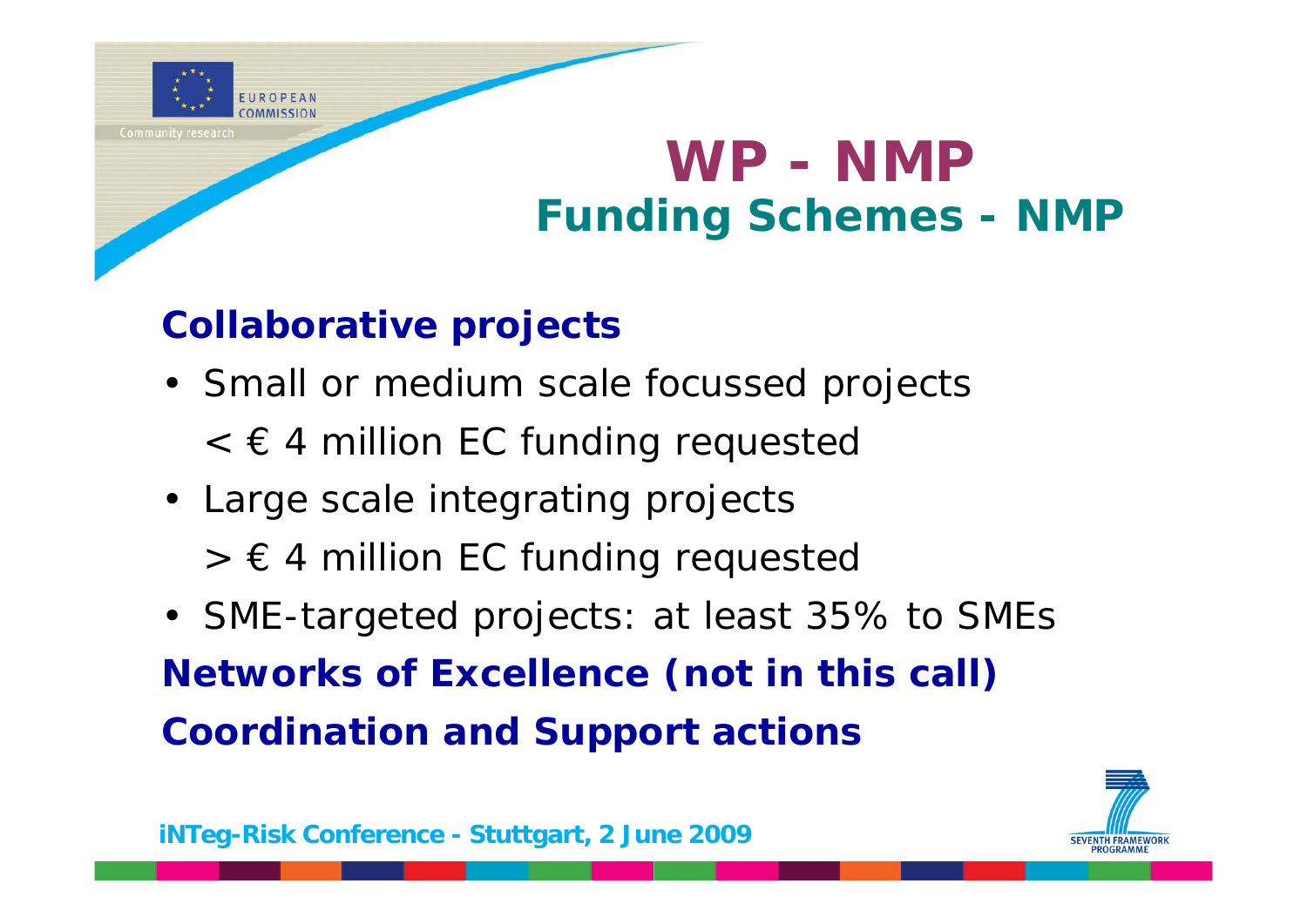# WP - NMP
## Funding Schemes - NMP

**Collaborative projects**

- Small or medium scale focussed projects
  < € 4 million EC funding requested
- Large scale integrating projects
  > € 4 million EC funding requested
- SME-targeted projects: at least 35% to SMEs

**Networks of Excellence (not in this call)**

**Coordination and Support actions**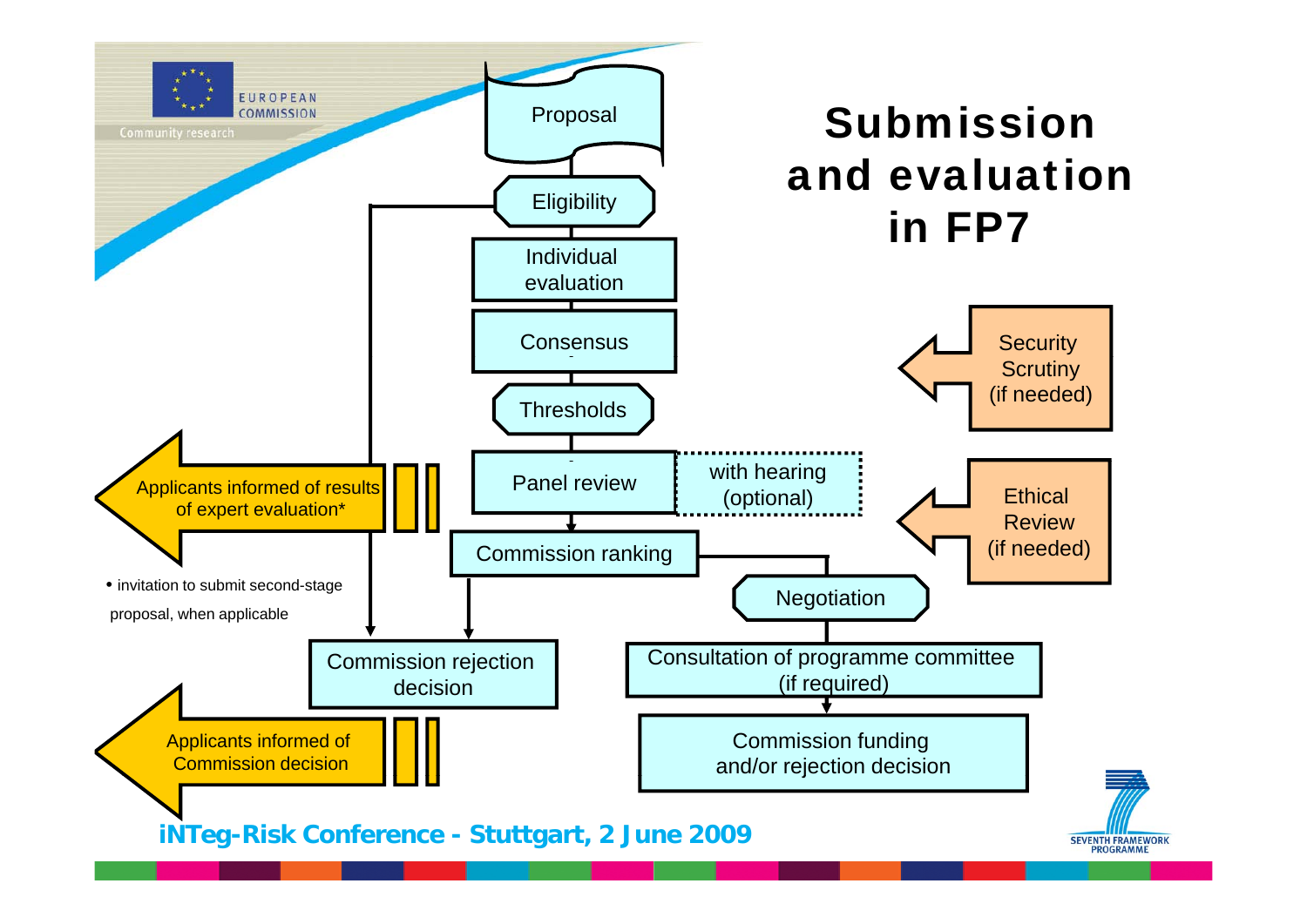# Submission and evaluation in FP7

Proposal

Eligibility

Individual evaluation

Consensus

Thresholds

Panel review — with hearing (optional)

Commission ranking

Negotiation

Consultation of programme committee (if required)

Commission funding and/or rejection decision

Commission rejection decision

Security Scrutiny (if needed)

Ethical Review (if needed)

Applicants informed of results of expert evaluation*

- invitation to submit second-stage proposal, when applicable

Applicants informed of Commission decision

iNTeg-Risk Conference - Stuttgart, 2 June 2009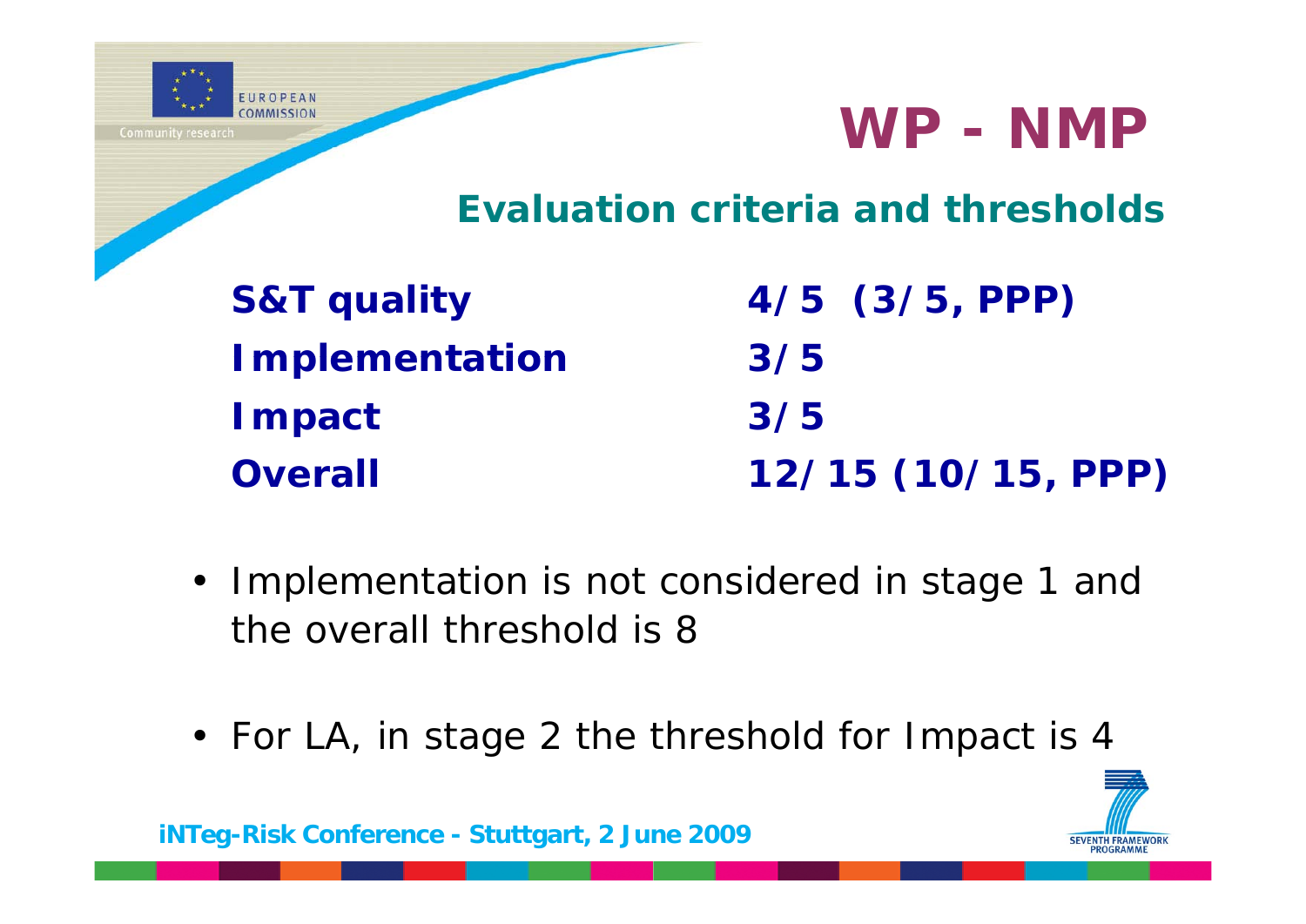# WP - NMP

## Evaluation criteria and thresholds

| | |
|---|---|
| **S&T quality** | **4/5 (3/5, PPP)** |
| **Implementation** | **3/5** |
| **Impact** | **3/5** |
| **Overall** | **12/15 (10/15, PPP)** |

- Implementation is not considered in stage 1 and the overall threshold is 8
- For LA, in stage 2 the threshold for Impact is 4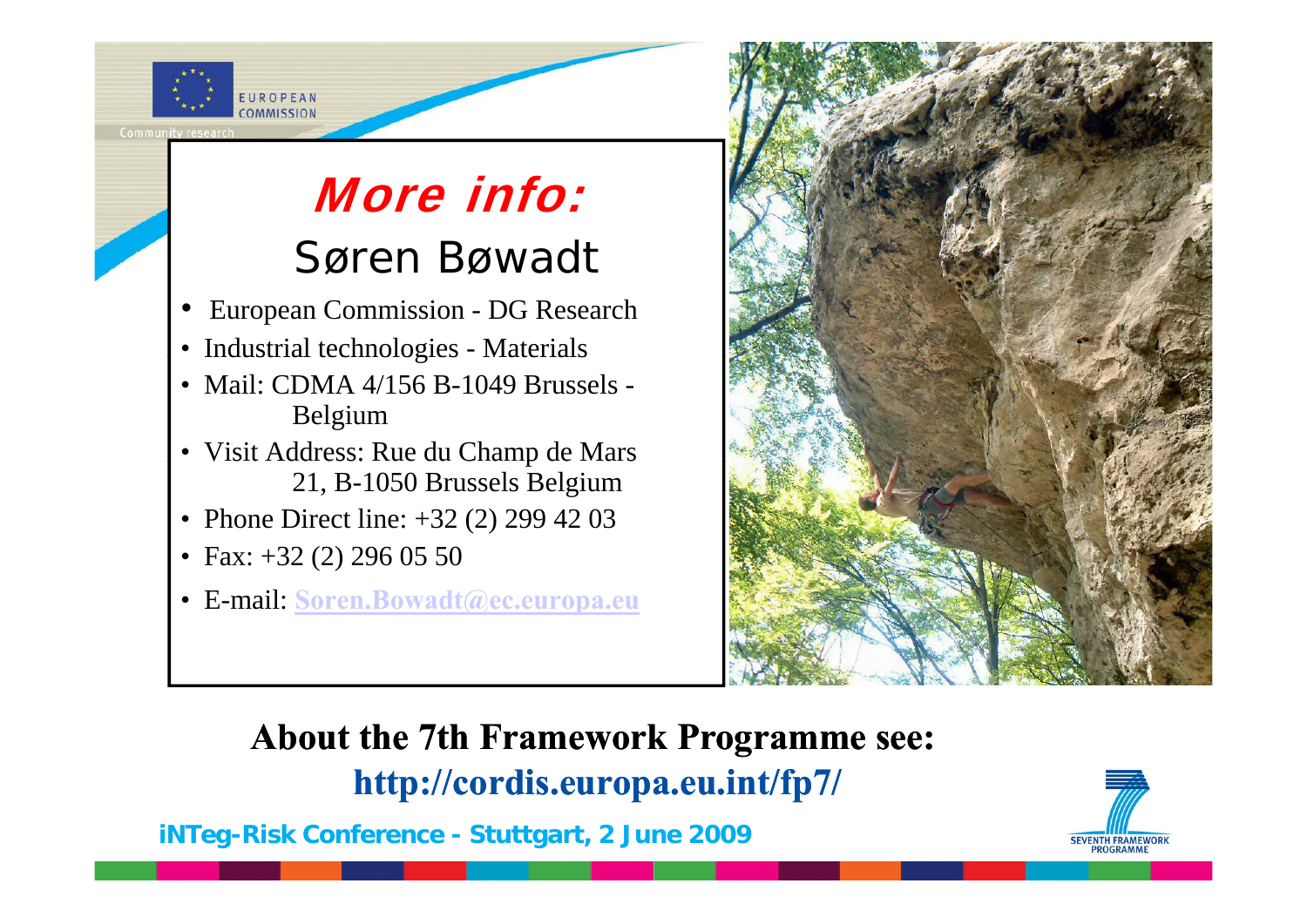# More info:

## Søren Bøwadt

- European Commission - DG Research
- Industrial technologies - Materials
- Mail: CDMA 4/156 B-1049 Brussels - Belgium
- Visit Address: Rue du Champ de Mars 21, B-1050 Brussels Belgium
- Phone Direct line: +32 (2) 299 42 03
- Fax: +32 (2) 296 05 50
- E-mail: Soren.Bowadt@ec.europa.eu

**About the 7th Framework Programme see:**

**http://cordis.europa.eu.int/fp7/**